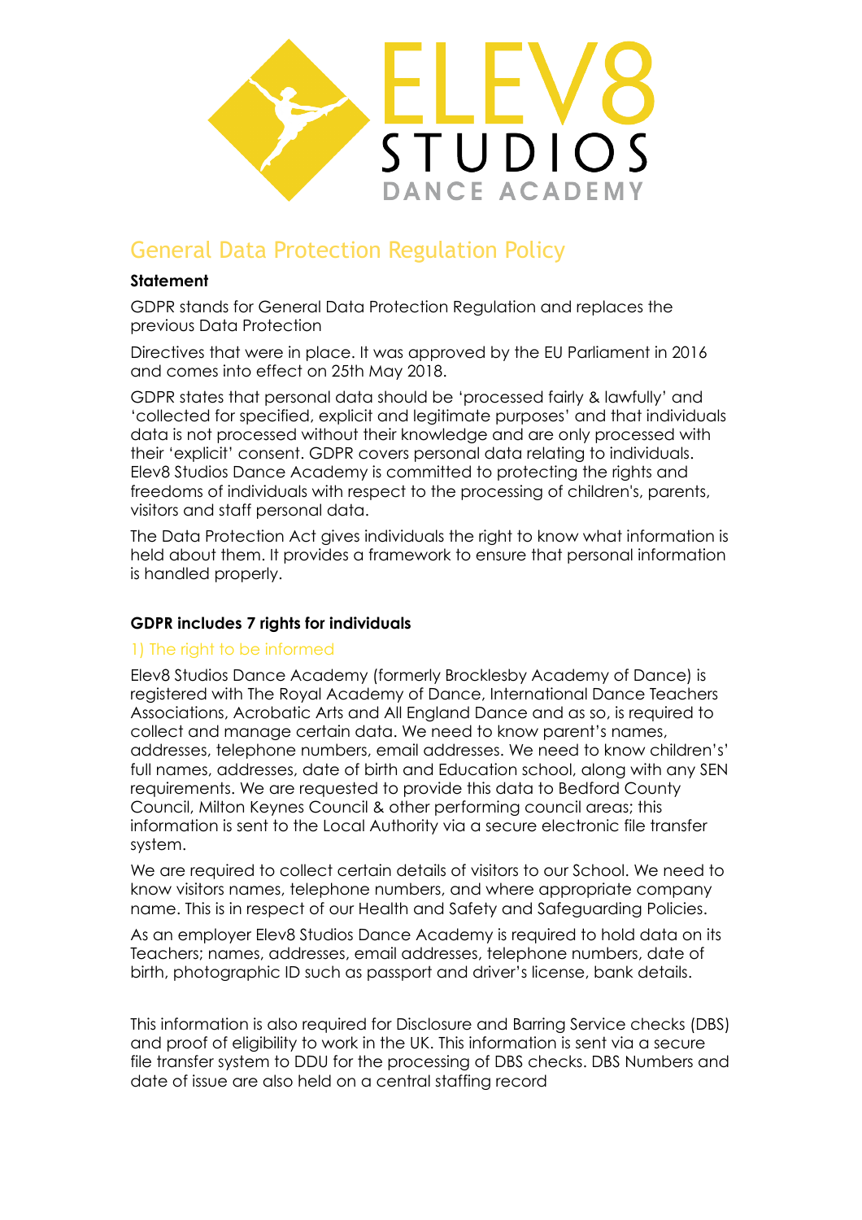ELEV8 STUDIOS DANCE ACADEMY

# General Data Protection Regulation Policy

**Statement**

GDPR stands for General Data Protection Regulation and replaces the previous Data Protection

Directives that were in place. It was approved by the EU Parliament in 2016 and comes into effect on 25th May 2018.

GDPR states that personal data should be 'processed fairly & lawfully' and 'collected for specified, explicit and legitimate purposes' and that individuals data is not processed without their knowledge and are only processed with their 'explicit' consent. GDPR covers personal data relating to individuals. Elev8 Studios Dance Academy is committed to protecting the rights and freedoms of individuals with respect to the processing of children's, parents, visitors and staff personal data.

The Data Protection Act gives individuals the right to know what information is held about them. It provides a framework to ensure that personal information is handled properly.

**GDPR includes 7 rights for individuals**

### 1) The right to be informed

Elev8 Studios Dance Academy (formerly Brocklesby Academy of Dance) is registered with The Royal Academy of Dance, International Dance Teachers Associations, Acrobatic Arts and All England Dance and as so, is required to collect and manage certain data. We need to know parent's names, addresses, telephone numbers, email addresses. We need to know children's' full names, addresses, date of birth and Education school, along with any SEN requirements. We are requested to provide this data to Bedford County Council, Milton Keynes Council & other performing council areas; this information is sent to the Local Authority via a secure electronic file transfer system.

We are required to collect certain details of visitors to our School. We need to know visitors names, telephone numbers, and where appropriate company name. This is in respect of our Health and Safety and Safeguarding Policies.

As an employer Elev8 Studios Dance Academy is required to hold data on its Teachers; names, addresses, email addresses, telephone numbers, date of birth, photographic ID such as passport and driver's license, bank details.

This information is also required for Disclosure and Barring Service checks (DBS) and proof of eligibility to work in the UK. This information is sent via a secure file transfer system to DDU for the processing of DBS checks. DBS Numbers and date of issue are also held on a central staffing record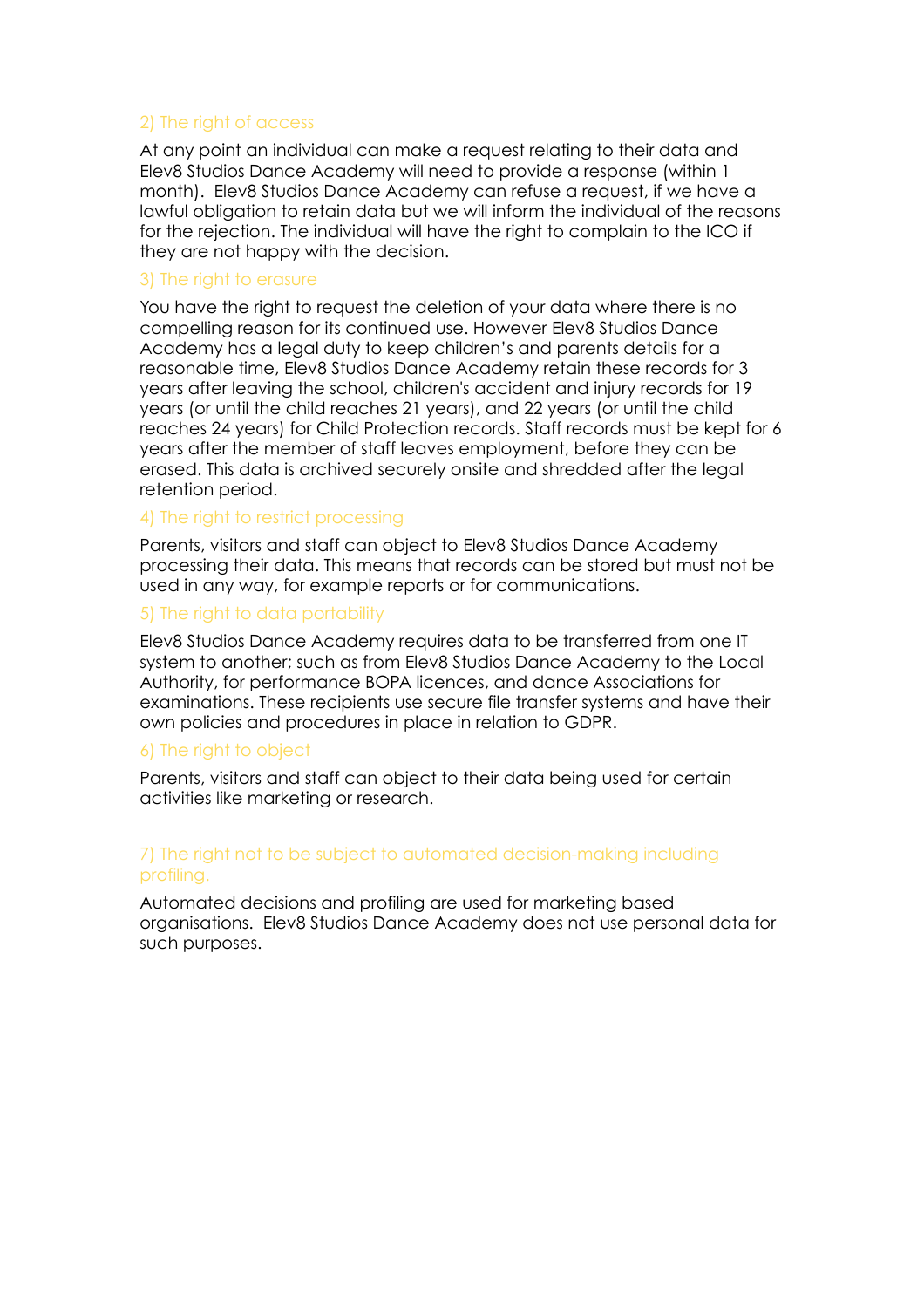### 2) The right of access

At any point an individual can make a request relating to their data and Elev8 Studios Dance Academy will need to provide a response (within 1 month). Elev8 Studios Dance Academy can refuse a request, if we have a lawful obligation to retain data but we will inform the individual of the reasons for the rejection. The individual will have the right to complain to the ICO if they are not happy with the decision.

### 3) The right to erasure

You have the right to request the deletion of your data where there is no compelling reason for its continued use. However Elev8 Studios Dance Academy has a legal duty to keep children's and parents details for a reasonable time, Elev8 Studios Dance Academy retain these records for 3 years after leaving the school, children's accident and injury records for 19 years (or until the child reaches 21 years), and 22 years (or until the child reaches 24 years) for Child Protection records. Staff records must be kept for 6 years after the member of staff leaves employment, before they can be erased. This data is archived securely onsite and shredded after the legal retention period.

### 4) The right to restrict processing

Parents, visitors and staff can object to Elev8 Studios Dance Academy processing their data. This means that records can be stored but must not be used in any way, for example reports or for communications.

### 5) The right to data portability

Elev8 Studios Dance Academy requires data to be transferred from one IT system to another; such as from Elev8 Studios Dance Academy to the Local Authority, for performance BOPA licences, and dance Associations for examinations. These recipients use secure file transfer systems and have their own policies and procedures in place in relation to GDPR.

### 6) The right to object

Parents, visitors and staff can object to their data being used for certain activities like marketing or research.

### 7) The right not to be subject to automated decision-making including profiling.

Automated decisions and profiling are used for marketing based organisations. Elev8 Studios Dance Academy does not use personal data for such purposes.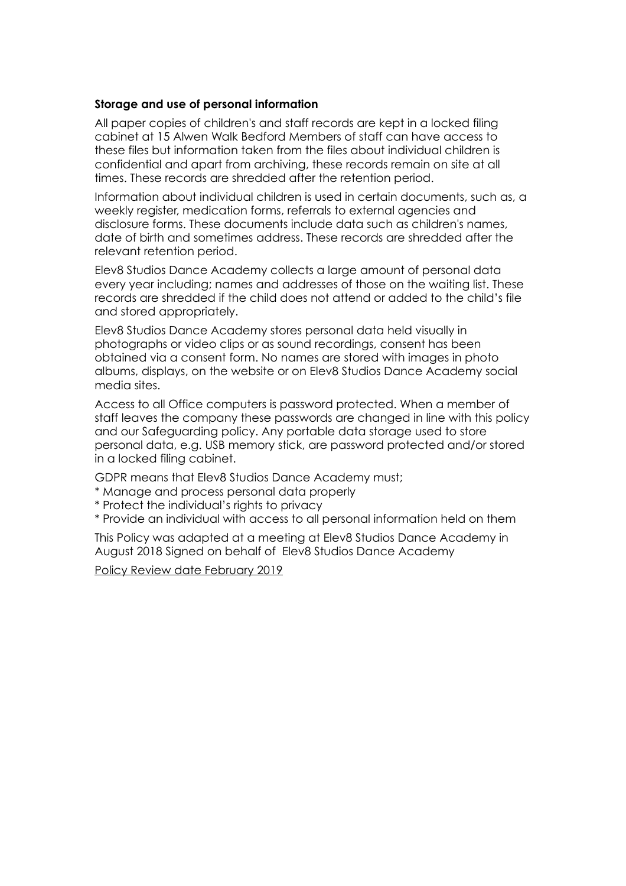**Storage and use of personal information**

All paper copies of children's and staff records are kept in a locked filing cabinet at 15 Alwen Walk Bedford Members of staff can have access to these files but information taken from the files about individual children is confidential and apart from archiving, these records remain on site at all times. These records are shredded after the retention period.

Information about individual children is used in certain documents, such as, a weekly register, medication forms, referrals to external agencies and disclosure forms. These documents include data such as children's names, date of birth and sometimes address. These records are shredded after the relevant retention period.

Elev8 Studios Dance Academy collects a large amount of personal data every year including; names and addresses of those on the waiting list. These records are shredded if the child does not attend or added to the child's file and stored appropriately.

Elev8 Studios Dance Academy stores personal data held visually in photographs or video clips or as sound recordings, consent has been obtained via a consent form. No names are stored with images in photo albums, displays, on the website or on Elev8 Studios Dance Academy social media sites.

Access to all Office computers is password protected. When a member of staff leaves the company these passwords are changed in line with this policy and our Safeguarding policy. Any portable data storage used to store personal data, e.g. USB memory stick, are password protected and/or stored in a locked filing cabinet.

GDPR means that Elev8 Studios Dance Academy must;
* Manage and process personal data properly
* Protect the individual's rights to privacy
* Provide an individual with access to all personal information held on them

This Policy was adapted at a meeting at Elev8 Studios Dance Academy in August 2018 Signed on behalf of Elev8 Studios Dance Academy

Policy Review date February 2019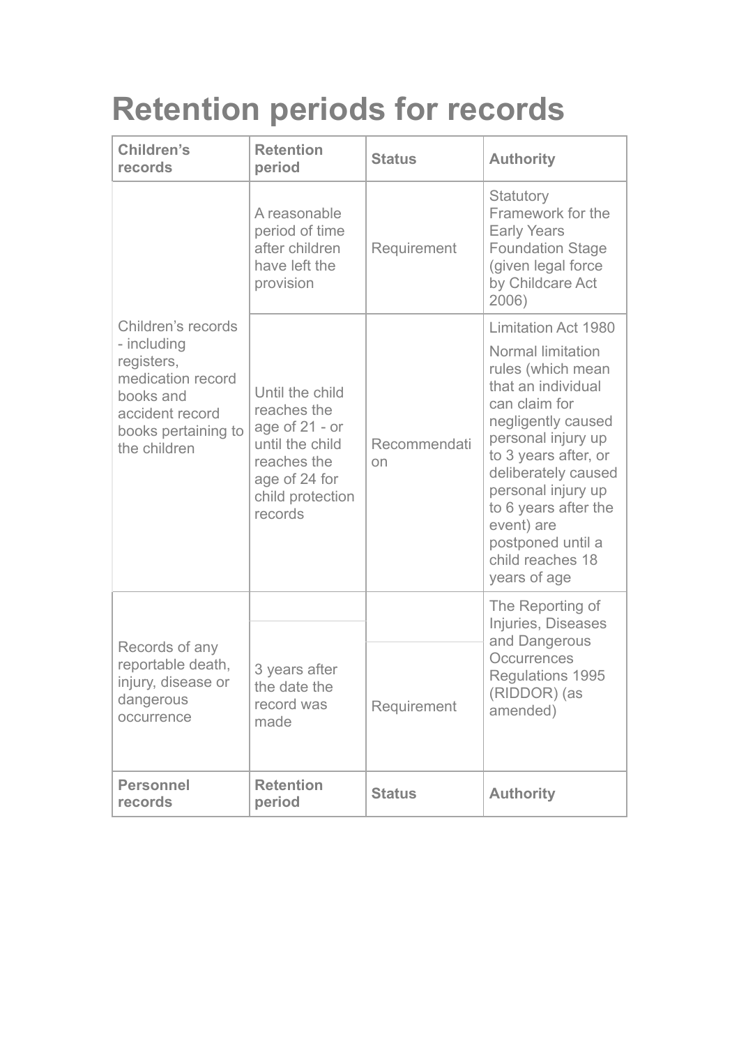# Retention periods for records

| Children's records | Retention period | Status | Authority |
|---|---|---|---|
| Children's records - including registers, medication record books and accident record books pertaining to the children | A reasonable period of time after children have left the provision | Requirement | Statutory Framework for the Early Years Foundation Stage (given legal force by Childcare Act 2006) |
| | Until the child reaches the age of 21 - or until the child reaches the age of 24 for child protection records | Recommendation | Limitation Act 1980<br><br>Normal limitation rules (which mean that an individual can claim for negligently caused personal injury up to 3 years after, or deliberately caused personal injury up to 6 years after the event) are postponed until a child reaches 18 years of age |
| Records of any reportable death, injury, disease or dangerous occurrence | 3 years after the date the record was made | Requirement | The Reporting of Injuries, Diseases and Dangerous Occurrences Regulations 1995 (RIDDOR) (as amended) |
| **Personnel records** | **Retention period** | **Status** | **Authority** |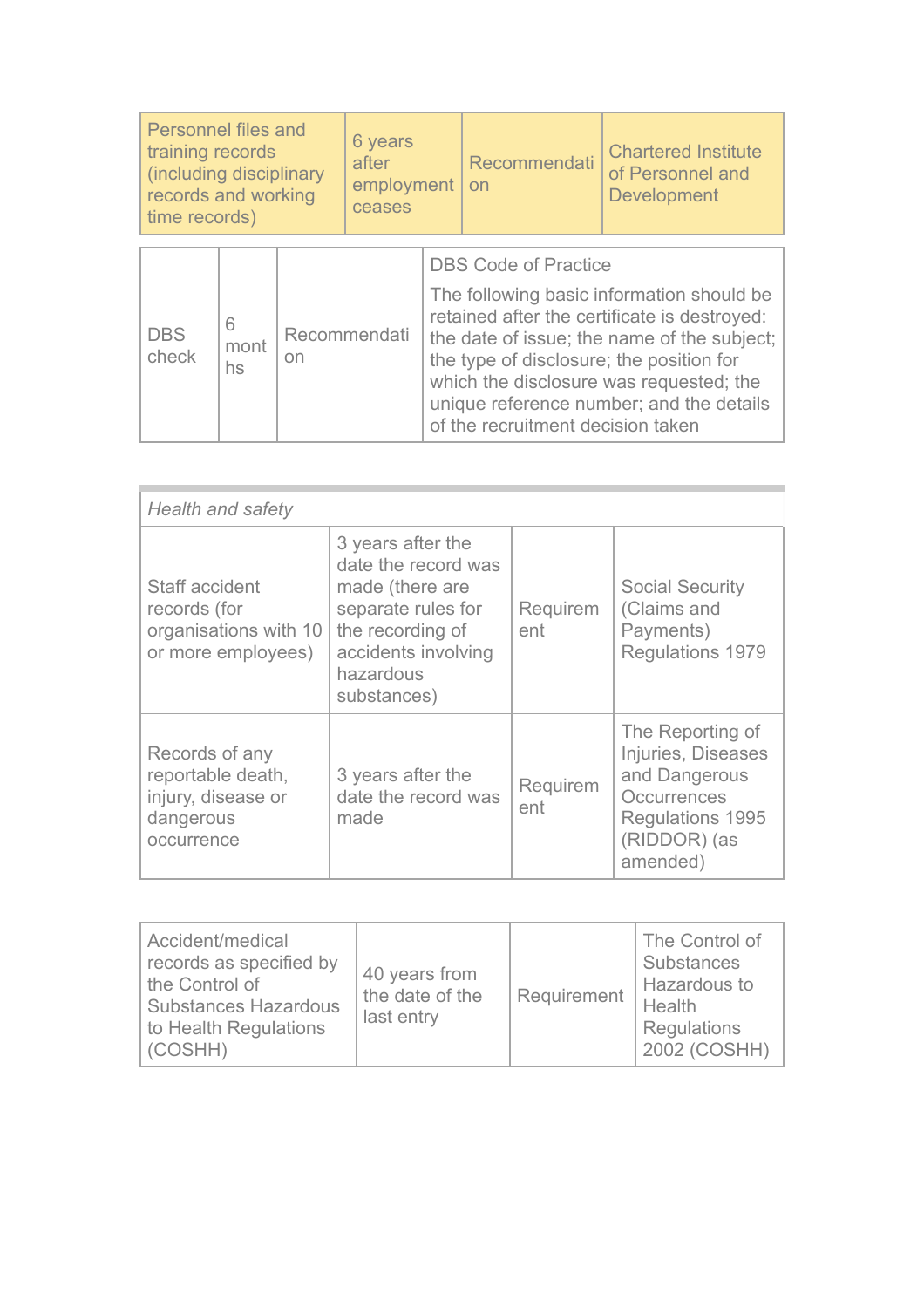| | | | |
|---|---|---|---|
| Personnel files and training records (including disciplinary records and working time records) | 6 years after employment ceases | Recommendation | Chartered Institute of Personnel and Development |

| | | | |
|---|---|---|---|
| DBS check | 6 months | Recommendation | DBS Code of Practice<br><br>The following basic information should be retained after the certificate is destroyed: the date of issue; the name of the subject; the type of disclosure; the position for which the disclosure was requested; the unique reference number; and the details of the recruitment decision taken |

| *Health and safety* | | | |
|---|---|---|---|
| Staff accident records (for organisations with 10 or more employees) | 3 years after the date the record was made (there are separate rules for the recording of accidents involving hazardous substances) | Requirement | Social Security (Claims and Payments) Regulations 1979 |
| Records of any reportable death, injury, disease or dangerous occurrence | 3 years after the date the record was made | Requirement | The Reporting of Injuries, Diseases and Dangerous Occurrences Regulations 1995 (RIDDOR) (as amended) |

| | | | |
|---|---|---|---|
| Accident/medical records as specified by the Control of Substances Hazardous to Health Regulations (COSHH) | 40 years from the date of the last entry | Requirement | The Control of Substances Hazardous to Health Regulations 2002 (COSHH) |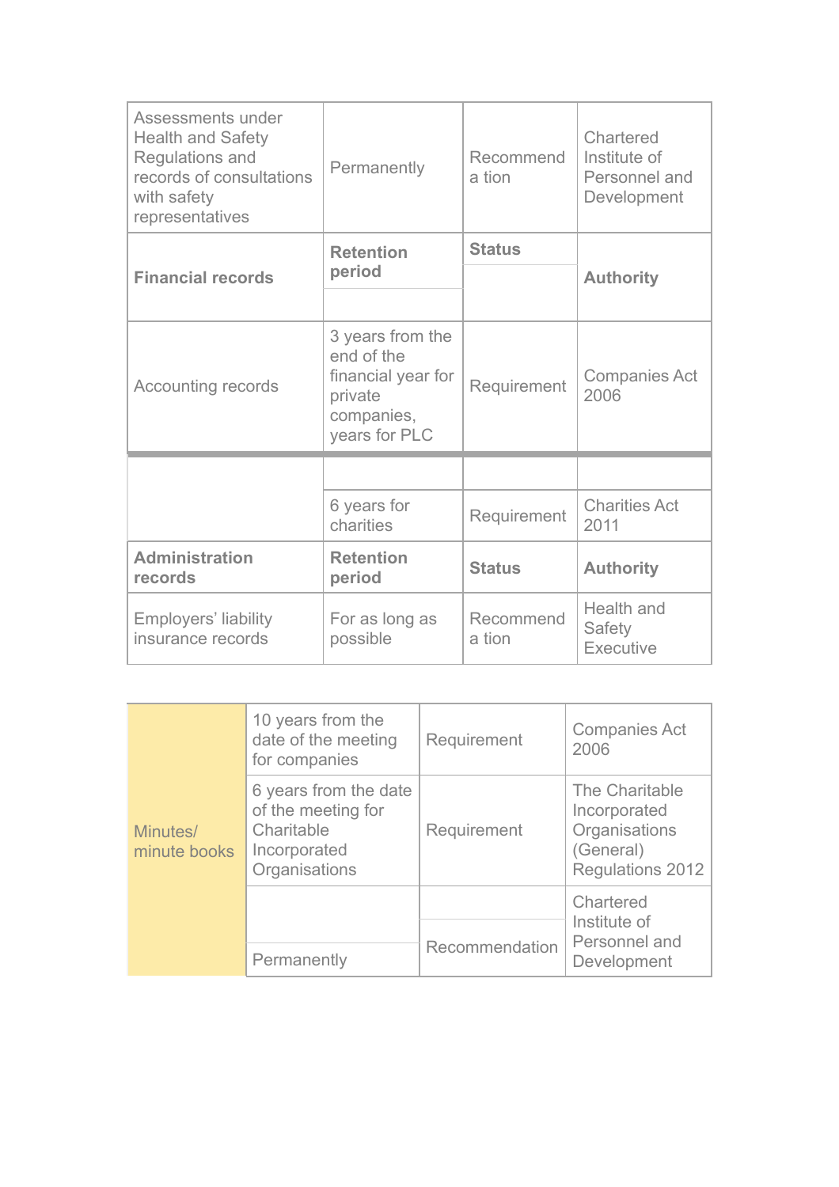| | | | |
|---|---|---|---|
| Assessments under Health and Safety Regulations and records of consultations with safety representatives | Permanently | Recommend a tion | Chartered Institute of Personnel and Development |
| **Financial records** | **Retention period** | **Status** | **Authority** |
| Accounting records | 3 years from the end of the financial year for private companies, years for PLC | Requirement | Companies Act 2006 |
| | | | |
| | 6 years for charities | Requirement | Charities Act 2011 |
| **Administration records** | **Retention period** | **Status** | **Authority** |
| Employers' liability insurance records | For as long as possible | Recommend a tion | Health and Safety Executive |

| | | | |
|---|---|---|---|
| Minutes/ minute books | 10 years from the date of the meeting for companies | Requirement | Companies Act 2006 |
| | 6 years from the date of the meeting for Charitable Incorporated Organisations | Requirement | The Charitable Incorporated Organisations (General) Regulations 2012 |
| | Permanently | Recommendation | Chartered Institute of Personnel and Development |